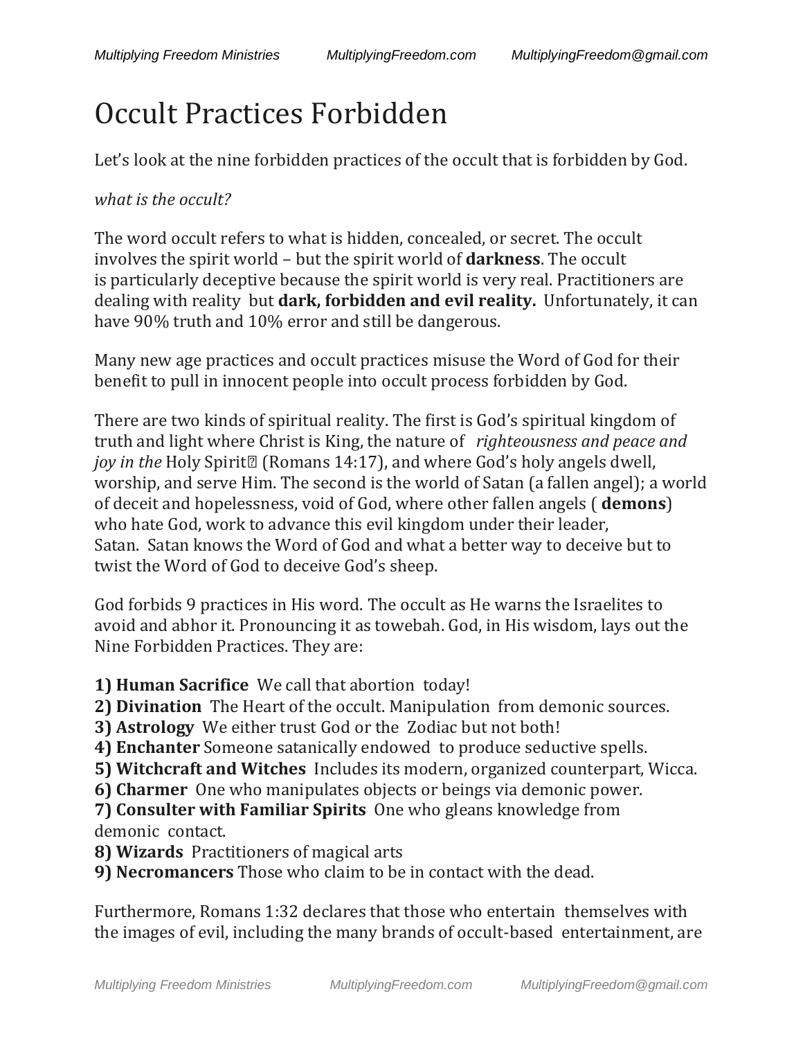# Occult Practices Forbidden

Let's look at the nine forbidden practices of the occult that is forbidden by God.

*what is the occult?*

The word occult refers to what is hidden, concealed, or secret. The occult involves the spirit world – but the spirit world of **darkness**. The occult is particularly deceptive because the spirit world is very real. Practitioners are dealing with reality but **dark, forbidden and evil reality.** Unfortunately, it can have 90% truth and 10% error and still be dangerous.

Many new age practices and occult practices misuse the Word of God for their benefit to pull in innocent people into occult process forbidden by God.

There are two kinds of spiritual reality. The first is God's spiritual kingdom of truth and light where Christ is King, the nature of *righteousness and peace and joy in the* Holy Spirit (Romans 14:17), and where God's holy angels dwell, worship, and serve Him. The second is the world of Satan (a fallen angel); a world of deceit and hopelessness, void of God, where other fallen angels ( **demons**) who hate God, work to advance this evil kingdom under their leader, Satan. Satan knows the Word of God and what a better way to deceive but to twist the Word of God to deceive God's sheep.

God forbids 9 practices in His word. The occult as He warns the Israelites to avoid and abhor it. Pronouncing it as towebah. God, in His wisdom, lays out the Nine Forbidden Practices. They are:

**1) Human Sacrifice** We call that abortion today!
**2) Divination** The Heart of the occult. Manipulation from demonic sources.
**3) Astrology** We either trust God or the Zodiac but not both!
**4) Enchanter** Someone satanically endowed to produce seductive spells.
**5) Witchcraft and Witches** Includes its modern, organized counterpart, Wicca.
**6) Charmer** One who manipulates objects or beings via demonic power.
**7) Consulter with Familiar Spirits** One who gleans knowledge from demonic contact.
**8) Wizards** Practitioners of magical arts
**9) Necromancers** Those who claim to be in contact with the dead.

Furthermore, Romans 1:32 declares that those who entertain themselves with the images of evil, including the many brands of occult-based entertainment, are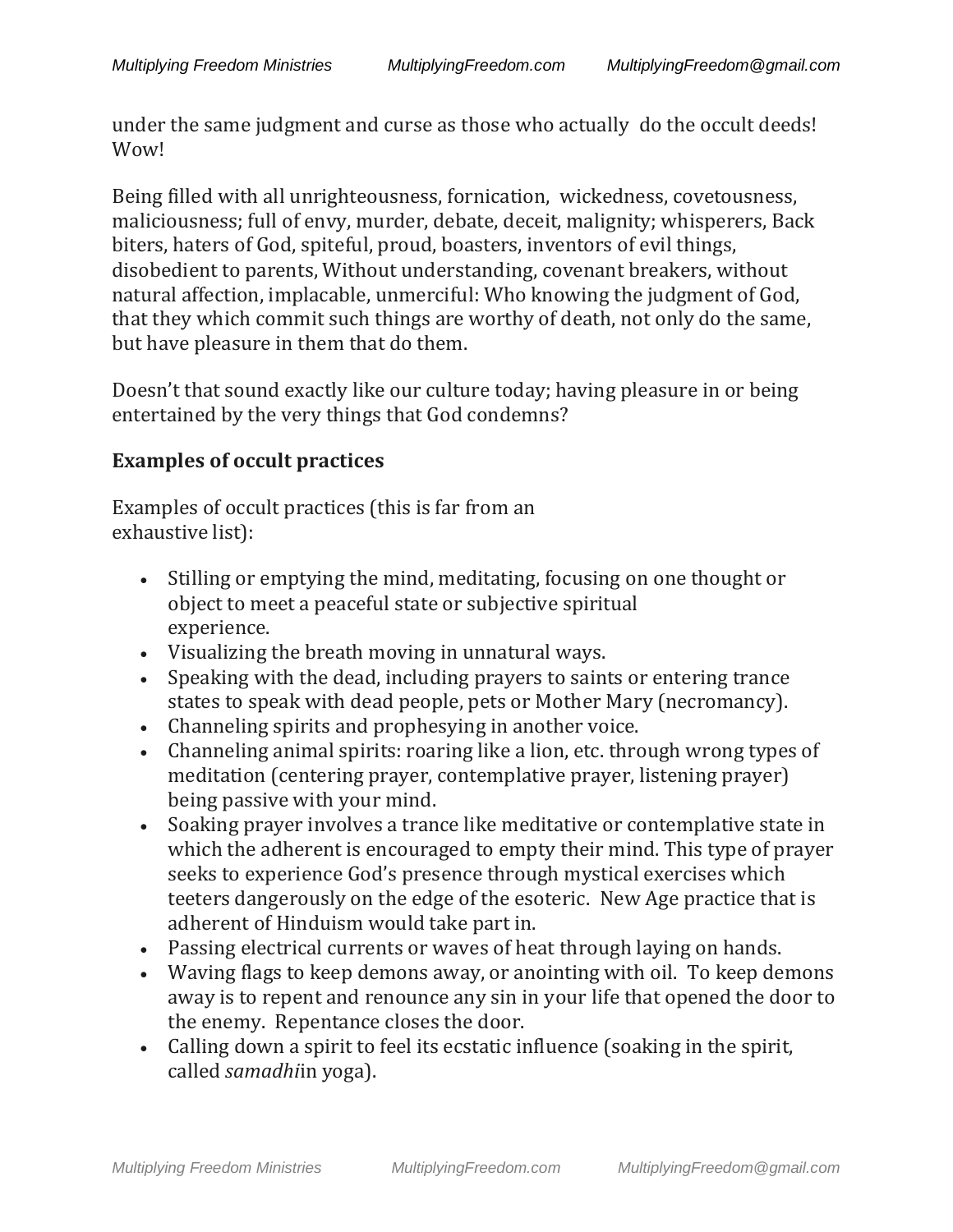under the same judgment and curse as those who actually do the occult deeds! Wow!

Being filled with all unrighteousness, fornication, wickedness, covetousness, maliciousness; full of envy, murder, debate, deceit, malignity; whisperers, Back biters, haters of God, spiteful, proud, boasters, inventors of evil things, disobedient to parents, Without understanding, covenant breakers, without natural affection, implacable, unmerciful: Who knowing the judgment of God, that they which commit such things are worthy of death, not only do the same, but have pleasure in them that do them.

Doesn't that sound exactly like our culture today; having pleasure in or being entertained by the very things that God condemns?

### Examples of occult practices

Examples of occult practices (this is far from an exhaustive list):

- Stilling or emptying the mind, meditating, focusing on one thought or object to meet a peaceful state or subjective spiritual experience.
- Visualizing the breath moving in unnatural ways.
- Speaking with the dead, including prayers to saints or entering trance states to speak with dead people, pets or Mother Mary (necromancy).
- Channeling spirits and prophesying in another voice.
- Channeling animal spirits: roaring like a lion, etc. through wrong types of meditation (centering prayer, contemplative prayer, listening prayer) being passive with your mind.
- Soaking prayer involves a trance like meditative or contemplative state in which the adherent is encouraged to empty their mind. This type of prayer seeks to experience God's presence through mystical exercises which teeters dangerously on the edge of the esoteric. New Age practice that is adherent of Hinduism would take part in.
- Passing electrical currents or waves of heat through laying on hands.
- Waving flags to keep demons away, or anointing with oil. To keep demons away is to repent and renounce any sin in your life that opened the door to the enemy. Repentance closes the door.
- Calling down a spirit to feel its ecstatic influence (soaking in the spirit, called *samadhi*in yoga).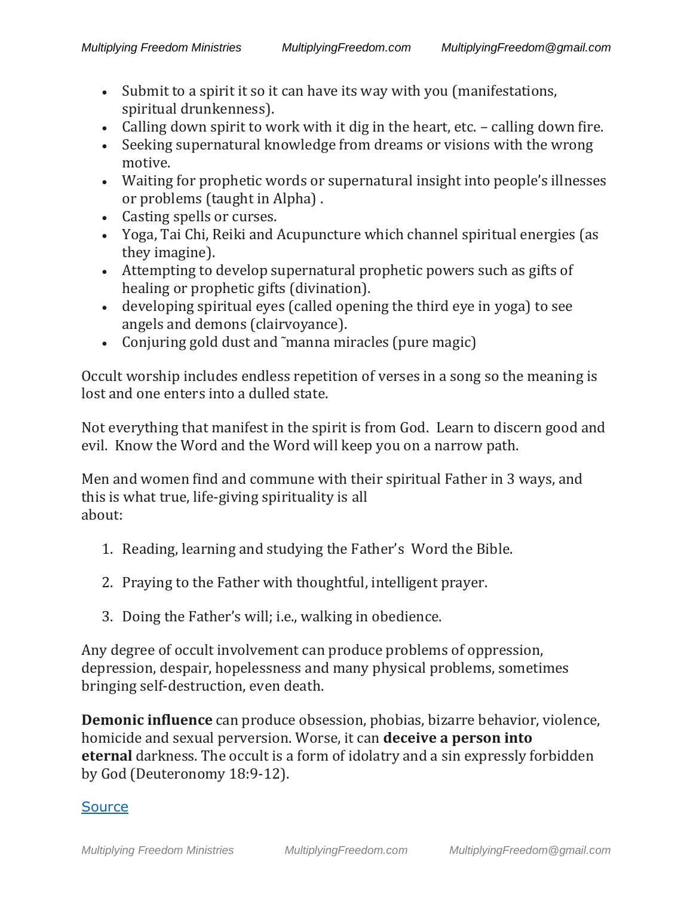- Submit to a spirit it so it can have its way with you (manifestations, spiritual drunkenness).
- Calling down spirit to work with it dig in the heart, etc. – calling down fire.
- Seeking supernatural knowledge from dreams or visions with the wrong motive.
- Waiting for prophetic words or supernatural insight into people's illnesses or problems (taught in Alpha) .
- Casting spells or curses.
- Yoga, Tai Chi, Reiki and Acupuncture which channel spiritual energies (as they imagine).
- Attempting to develop supernatural prophetic powers such as gifts of healing or prophetic gifts (divination).
- developing spiritual eyes (called opening the third eye in yoga) to see angels and demons (clairvoyance).
- Conjuring gold dust and ˜manna miracles (pure magic)

Occult worship includes endless repetition of verses in a song so the meaning is lost and one enters into a dulled state.

Not everything that manifest in the spirit is from God. Learn to discern good and evil. Know the Word and the Word will keep you on a narrow path.

Men and women find and commune with their spiritual Father in 3 ways, and this is what true, life-giving spirituality is all about:

1. Reading, learning and studying the Father's Word the Bible.

2. Praying to the Father with thoughtful, intelligent prayer.

3. Doing the Father's will; i.e., walking in obedience.

Any degree of occult involvement can produce problems of oppression, depression, despair, hopelessness and many physical problems, sometimes bringing self-destruction, even death.

**Demonic influence** can produce obsession, phobias, bizarre behavior, violence, homicide and sexual perversion. Worse, it can **deceive a person into eternal** darkness. The occult is a form of idolatry and a sin expressly forbidden by God (Deuteronomy 18:9-12).

Source